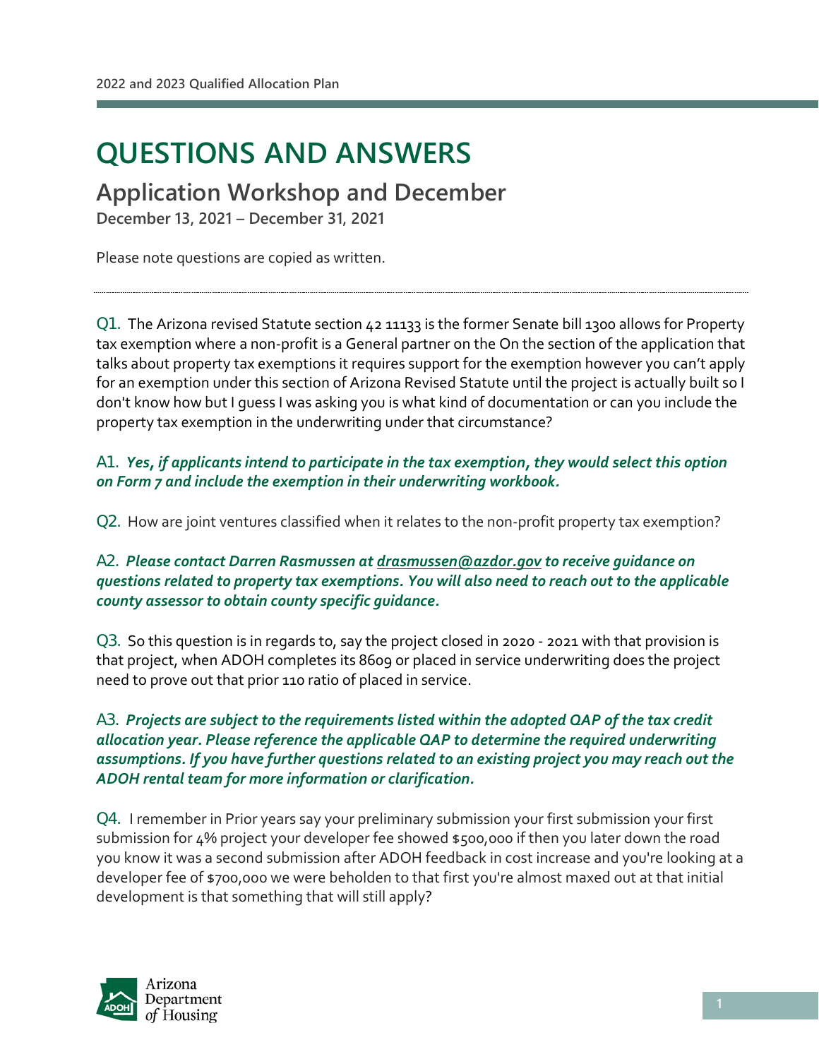# QUESTIONS AND ANSWERS

## Application Workshop and December

**December 13, 2021 – December 31, 2021**

Please note questions are copied as written.

---

Q1. The Arizona revised Statute section 42 11133 is the former Senate bill 1300 allows for Property tax exemption where a non-profit is a General partner on the On the section of the application that talks about property tax exemptions it requires support for the exemption however you can't apply for an exemption under this section of Arizona Revised Statute until the project is actually built so I don't know how but I guess I was asking you is what kind of documentation or can you include the property tax exemption in the underwriting under that circumstance?

**A1. *Yes, if applicants intend to participate in the tax exemption, they would select this option on Form 7 and include the exemption in their underwriting workbook.***

Q2. How are joint ventures classified when it relates to the non-profit property tax exemption?

**A2. *Please contact Darren Rasmussen at drasmussen@azdor.gov to receive guidance on questions related to property tax exemptions. You will also need to reach out to the applicable county assessor to obtain county specific guidance.***

Q3. So this question is in regards to, say the project closed in 2020 - 2021 with that provision is that project, when ADOH completes its 8609 or placed in service underwriting does the project need to prove out that prior 110 ratio of placed in service.

**A3. *Projects are subject to the requirements listed within the adopted QAP of the tax credit allocation year. Please reference the applicable QAP to determine the required underwriting assumptions. If you have further questions related to an existing project you may reach out the ADOH rental team for more information or clarification.***

Q4. I remember in Prior years say your preliminary submission your first submission your first submission for 4% project your developer fee showed $500,000 if then you later down the road you know it was a second submission after ADOH feedback in cost increase and you're looking at a developer fee of $700,000 we were beholden to that first you're almost maxed out at that initial development is that something that will still apply?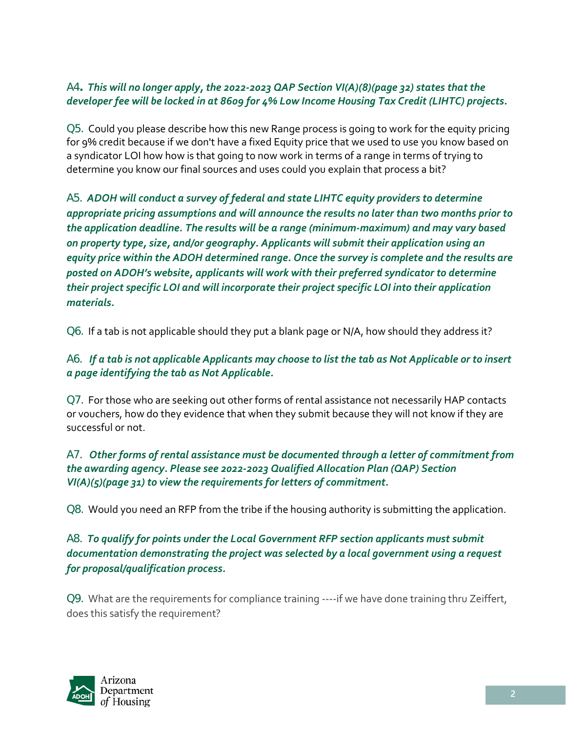A4. ***This will no longer apply, the 2022-2023 QAP Section VI(A)(8)(page 32) states that the developer fee will be locked in at 8609 for 4% Low Income Housing Tax Credit (LIHTC) projects.***

Q5. Could you please describe how this new Range process is going to work for the equity pricing for 9% credit because if we don't have a fixed Equity price that we used to use you know based on a syndicator LOI how how is that going to now work in terms of a range in terms of trying to determine you know our final sources and uses could you explain that process a bit?

A5. ***ADOH will conduct a survey of federal and state LIHTC equity providers to determine appropriate pricing assumptions and will announce the results no later than two months prior to the application deadline. The results will be a range (minimum-maximum) and may vary based on property type, size, and/or geography. Applicants will submit their application using an equity price within the ADOH determined range. Once the survey is complete and the results are posted on ADOH's website, applicants will work with their preferred syndicator to determine their project specific LOI and will incorporate their project specific LOI into their application materials.***

Q6. If a tab is not applicable should they put a blank page or N/A, how should they address it?

A6. ***If a tab is not applicable Applicants may choose to list the tab as Not Applicable or to insert a page identifying the tab as Not Applicable.***

Q7. For those who are seeking out other forms of rental assistance not necessarily HAP contacts or vouchers, how do they evidence that when they submit because they will not know if they are successful or not.

A7. ***Other forms of rental assistance must be documented through a letter of commitment from the awarding agency. Please see 2022-2023 Qualified Allocation Plan (QAP) Section VI(A)(5)(page 31) to view the requirements for letters of commitment.***

Q8. Would you need an RFP from the tribe if the housing authority is submitting the application.

A8. ***To qualify for points under the Local Government RFP section applicants must submit documentation demonstrating the project was selected by a local government using a request for proposal/qualification process.***

Q9. What are the requirements for compliance training ----if we have done training thru Zeiffert, does this satisfy the requirement?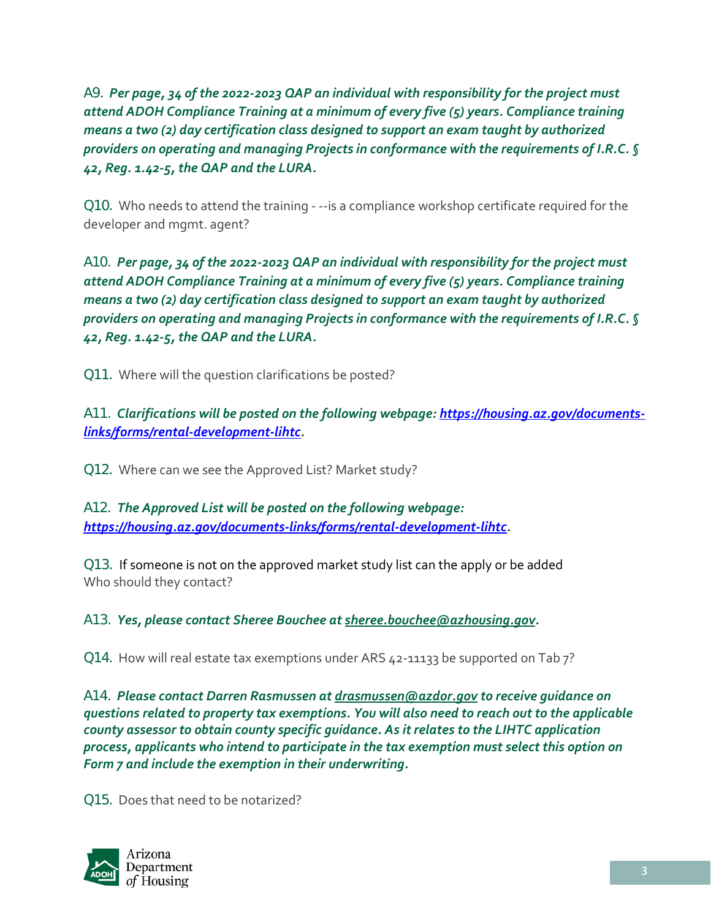A9. ***Per page, 34 of the 2022-2023 QAP an individual with responsibility for the project must attend ADOH Compliance Training at a minimum of every five (5) years. Compliance training means a two (2) day certification class designed to support an exam taught by authorized providers on operating and managing Projects in conformance with the requirements of I.R.C. § 42, Reg. 1.42-5, the QAP and the LURA.***

Q10. Who needs to attend the training - --is a compliance workshop certificate required for the developer and mgmt. agent?

A10. ***Per page, 34 of the 2022-2023 QAP an individual with responsibility for the project must attend ADOH Compliance Training at a minimum of every five (5) years. Compliance training means a two (2) day certification class designed to support an exam taught by authorized providers on operating and managing Projects in conformance with the requirements of I.R.C. § 42, Reg. 1.42-5, the QAP and the LURA.***

Q11. Where will the question clarifications be posted?

A11. ***Clarifications will be posted on the following webpage: [https://housing.az.gov/documents-links/forms/rental-development-lihtc](https://housing.az.gov/documents-links/forms/rental-development-lihtc).***

Q12. Where can we see the Approved List? Market study?

A12. ***The Approved List will be posted on the following webpage: [https://housing.az.gov/documents-links/forms/rental-development-lihtc](https://housing.az.gov/documents-links/forms/rental-development-lihtc).***

Q13. If someone is not on the approved market study list can the apply or be added
Who should they contact?

A13. ***Yes, please contact Sheree Bouchee at sheree.bouchee@azhousing.gov.***

Q14. How will real estate tax exemptions under ARS 42-11133 be supported on Tab 7?

A14. ***Please contact Darren Rasmussen at drasmussen@azdor.gov to receive guidance on questions related to property tax exemptions. You will also need to reach out to the applicable county assessor to obtain county specific guidance. As it relates to the LIHTC application process, applicants who intend to participate in the tax exemption must select this option on Form 7 and include the exemption in their underwriting.***

Q15. Does that need to be notarized?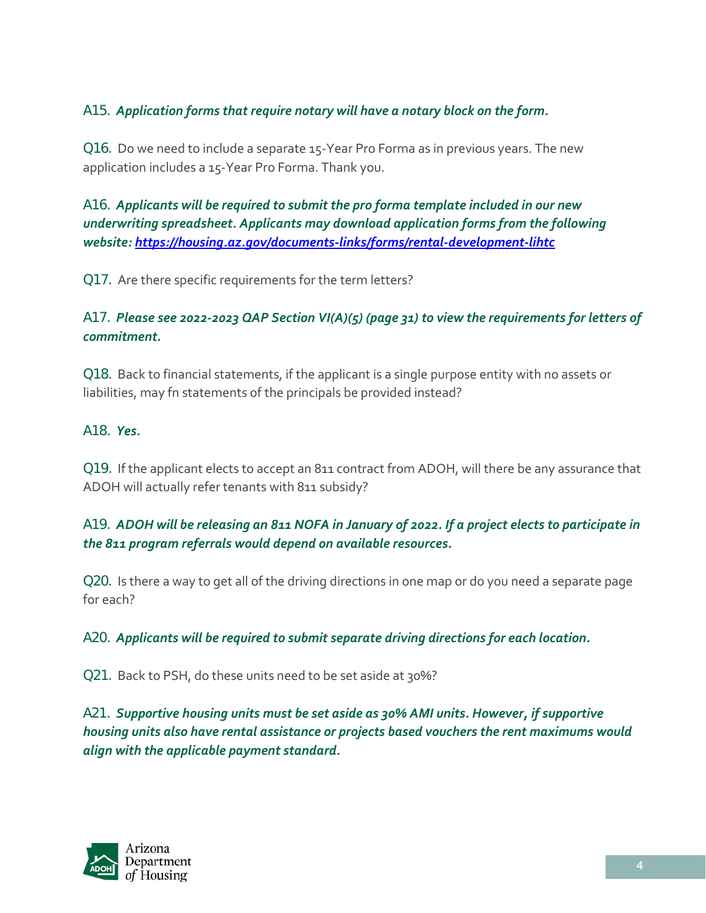A15. ***Application forms that require notary will have a notary block on the form.***

Q16. Do we need to include a separate 15-Year Pro Forma as in previous years. The new application includes a 15-Year Pro Forma. Thank you.

A16. ***Applicants will be required to submit the pro forma template included in our new underwriting spreadsheet. Applicants may download application forms from the following website: [https://housing.az.gov/documents-links/forms/rental-development-lihtc](https://housing.az.gov/documents-links/forms/rental-development-lihtc)***

Q17. Are there specific requirements for the term letters?

A17. ***Please see 2022-2023 QAP Section VI(A)(5) (page 31) to view the requirements for letters of commitment.***

Q18. Back to financial statements, if the applicant is a single purpose entity with no assets or liabilities, may fn statements of the principals be provided instead?

A18. ***Yes.***

Q19. If the applicant elects to accept an 811 contract from ADOH, will there be any assurance that ADOH will actually refer tenants with 811 subsidy?

A19. ***ADOH will be releasing an 811 NOFA in January of 2022. If a project elects to participate in the 811 program referrals would depend on available resources.***

Q20. Is there a way to get all of the driving directions in one map or do you need a separate page for each?

A20. ***Applicants will be required to submit separate driving directions for each location.***

Q21. Back to PSH, do these units need to be set aside at 30%?

A21. ***Supportive housing units must be set aside as 30% AMI units. However, if supportive housing units also have rental assistance or projects based vouchers the rent maximums would align with the applicable payment standard.***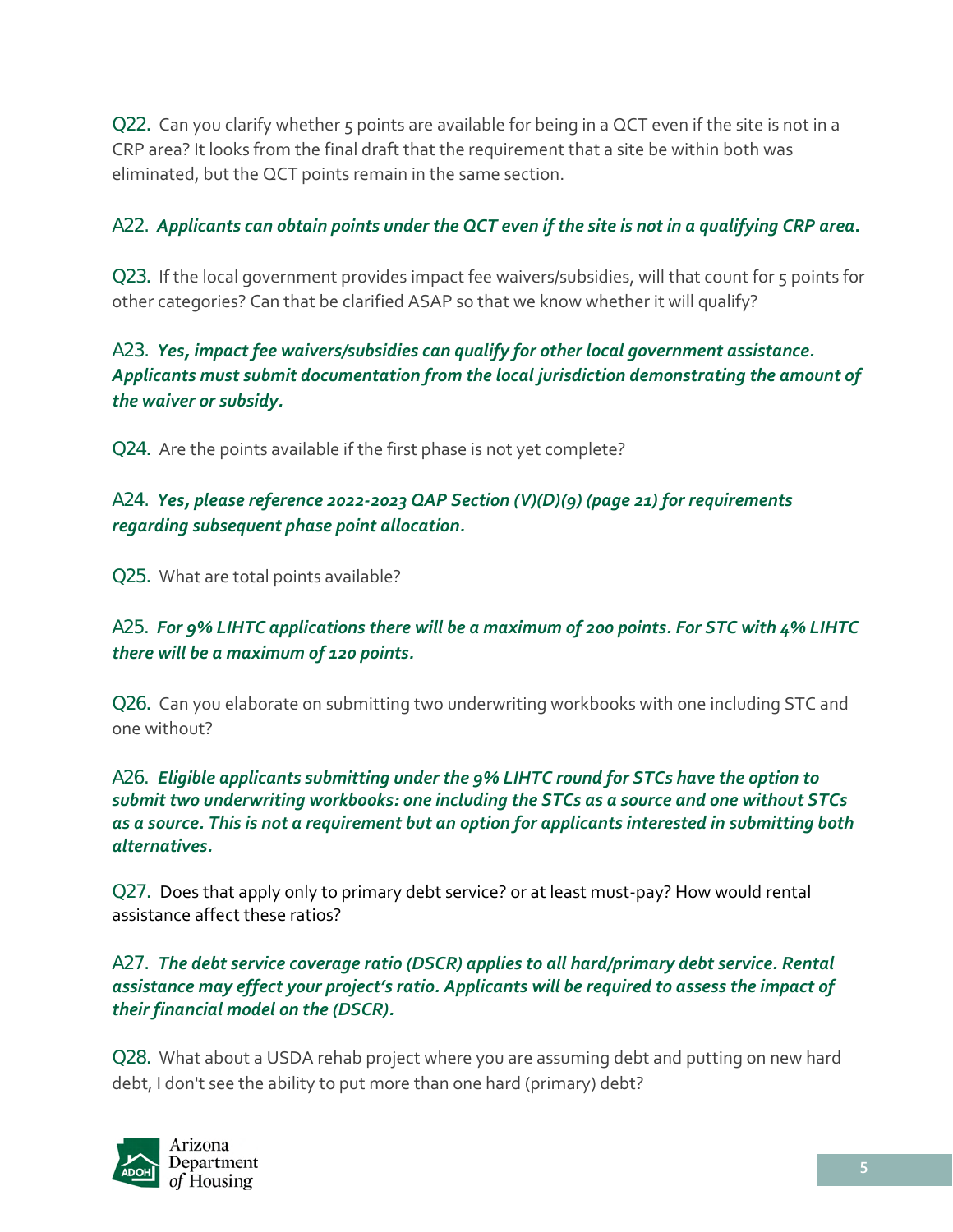Q22. Can you clarify whether 5 points are available for being in a QCT even if the site is not in a CRP area? It looks from the final draft that the requirement that a site be within both was eliminated, but the QCT points remain in the same section.

A22. ***Applicants can obtain points under the QCT even if the site is not in a qualifying CRP area.***

Q23. If the local government provides impact fee waivers/subsidies, will that count for 5 points for other categories? Can that be clarified ASAP so that we know whether it will qualify?

A23. ***Yes, impact fee waivers/subsidies can qualify for other local government assistance. Applicants must submit documentation from the local jurisdiction demonstrating the amount of the waiver or subsidy.***

Q24. Are the points available if the first phase is not yet complete?

A24. ***Yes, please reference 2022-2023 QAP Section (V)(D)(9) (page 21) for requirements regarding subsequent phase point allocation.***

Q25. What are total points available?

A25. ***For 9% LIHTC applications there will be a maximum of 200 points. For STC with 4% LIHTC there will be a maximum of 120 points.***

Q26. Can you elaborate on submitting two underwriting workbooks with one including STC and one without?

A26. ***Eligible applicants submitting under the 9% LIHTC round for STCs have the option to submit two underwriting workbooks: one including the STCs as a source and one without STCs as a source. This is not a requirement but an option for applicants interested in submitting both alternatives.***

Q27. Does that apply only to primary debt service? or at least must-pay? How would rental assistance affect these ratios?

A27. ***The debt service coverage ratio (DSCR) applies to all hard/primary debt service. Rental assistance may effect your project's ratio. Applicants will be required to assess the impact of their financial model on the (DSCR).***

Q28. What about a USDA rehab project where you are assuming debt and putting on new hard debt, I don't see the ability to put more than one hard (primary) debt?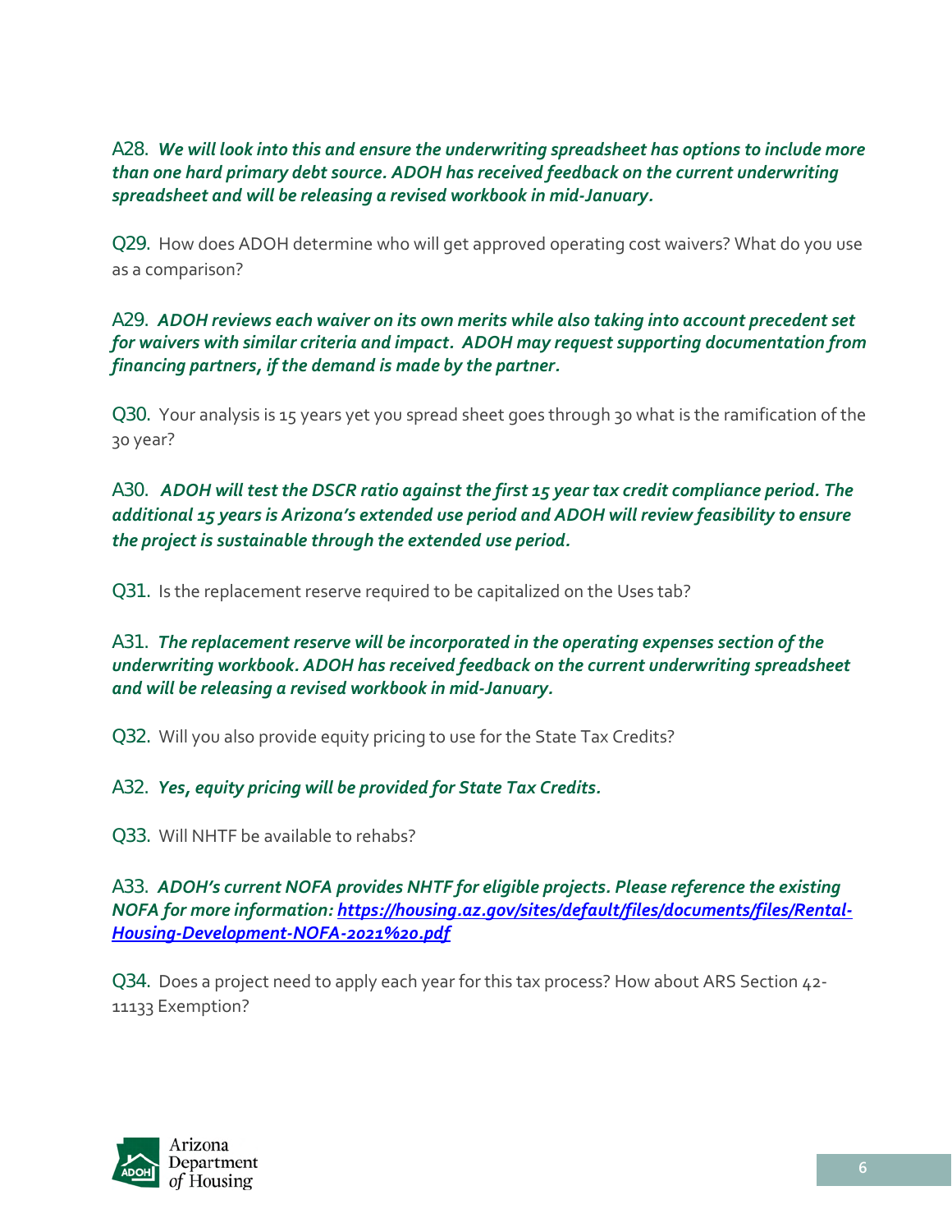A28. ***We will look into this and ensure the underwriting spreadsheet has options to include more than one hard primary debt source. ADOH has received feedback on the current underwriting spreadsheet and will be releasing a revised workbook in mid-January.***

Q29. How does ADOH determine who will get approved operating cost waivers? What do you use as a comparison?

A29. ***ADOH reviews each waiver on its own merits while also taking into account precedent set for waivers with similar criteria and impact. ADOH may request supporting documentation from financing partners, if the demand is made by the partner.***

Q30. Your analysis is 15 years yet you spread sheet goes through 30 what is the ramification of the 30 year?

A30. ***ADOH will test the DSCR ratio against the first 15 year tax credit compliance period. The additional 15 years is Arizona's extended use period and ADOH will review feasibility to ensure the project is sustainable through the extended use period.***

Q31. Is the replacement reserve required to be capitalized on the Uses tab?

A31. ***The replacement reserve will be incorporated in the operating expenses section of the underwriting workbook. ADOH has received feedback on the current underwriting spreadsheet and will be releasing a revised workbook in mid-January.***

Q32. Will you also provide equity pricing to use for the State Tax Credits?

A32. ***Yes, equity pricing will be provided for State Tax Credits.***

Q33. Will NHTF be available to rehabs?

A33. ***ADOH's current NOFA provides NHTF for eligible projects. Please reference the existing NOFA for more information: [https://housing.az.gov/sites/default/files/documents/files/Rental-Housing-Development-NOFA-2021%20.pdf](https://housing.az.gov/sites/default/files/documents/files/Rental-Housing-Development-NOFA-2021%20.pdf)***

Q34. Does a project need to apply each year for this tax process? How about ARS Section 42-11133 Exemption?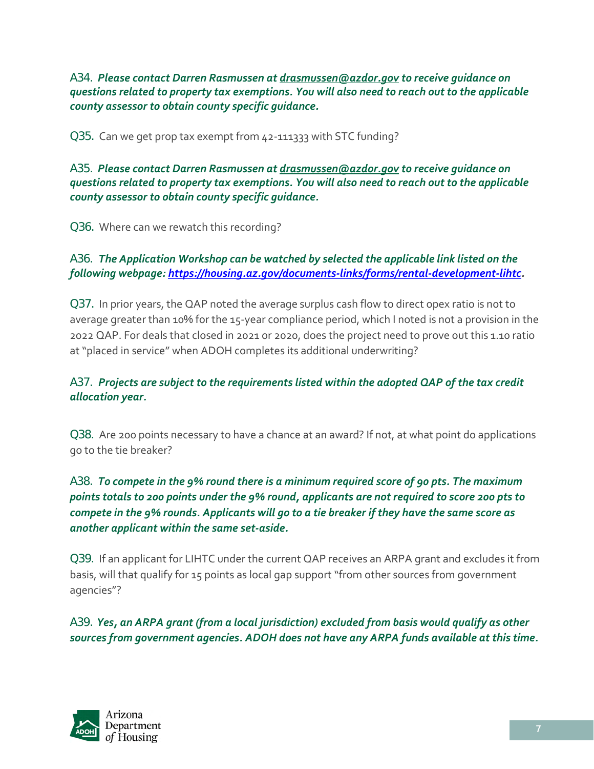A34. ***Please contact Darren Rasmussen at [drasmussen@azdor.gov](mailto:drasmussen@azdor.gov) to receive guidance on questions related to property tax exemptions. You will also need to reach out to the applicable county assessor to obtain county specific guidance.***

Q35. Can we get prop tax exempt from 42-111333 with STC funding?

A35. ***Please contact Darren Rasmussen at [drasmussen@azdor.gov](mailto:drasmussen@azdor.gov) to receive guidance on questions related to property tax exemptions. You will also need to reach out to the applicable county assessor to obtain county specific guidance.***

Q36. Where can we rewatch this recording?

A36. ***The Application Workshop can be watched by selected the applicable link listed on the following webpage: [https://housing.az.gov/documents-links/forms/rental-development-lihtc](https://housing.az.gov/documents-links/forms/rental-development-lihtc).***

Q37. In prior years, the QAP noted the average surplus cash flow to direct opex ratio is not to average greater than 10% for the 15-year compliance period, which I noted is not a provision in the 2022 QAP. For deals that closed in 2021 or 2020, does the project need to prove out this 1.10 ratio at "placed in service" when ADOH completes its additional underwriting?

A37. ***Projects are subject to the requirements listed within the adopted QAP of the tax credit allocation year.***

Q38. Are 200 points necessary to have a chance at an award? If not, at what point do applications go to the tie breaker?

A38. ***To compete in the 9% round there is a minimum required score of 90 pts. The maximum points totals to 200 points under the 9% round, applicants are not required to score 200 pts to compete in the 9% rounds. Applicants will go to a tie breaker if they have the same score as another applicant within the same set-aside.***

Q39. If an applicant for LIHTC under the current QAP receives an ARPA grant and excludes it from basis, will that qualify for 15 points as local gap support "from other sources from government agencies"?

A39. ***Yes, an ARPA grant (from a local jurisdiction) excluded from basis would qualify as other sources from government agencies. ADOH does not have any ARPA funds available at this time.***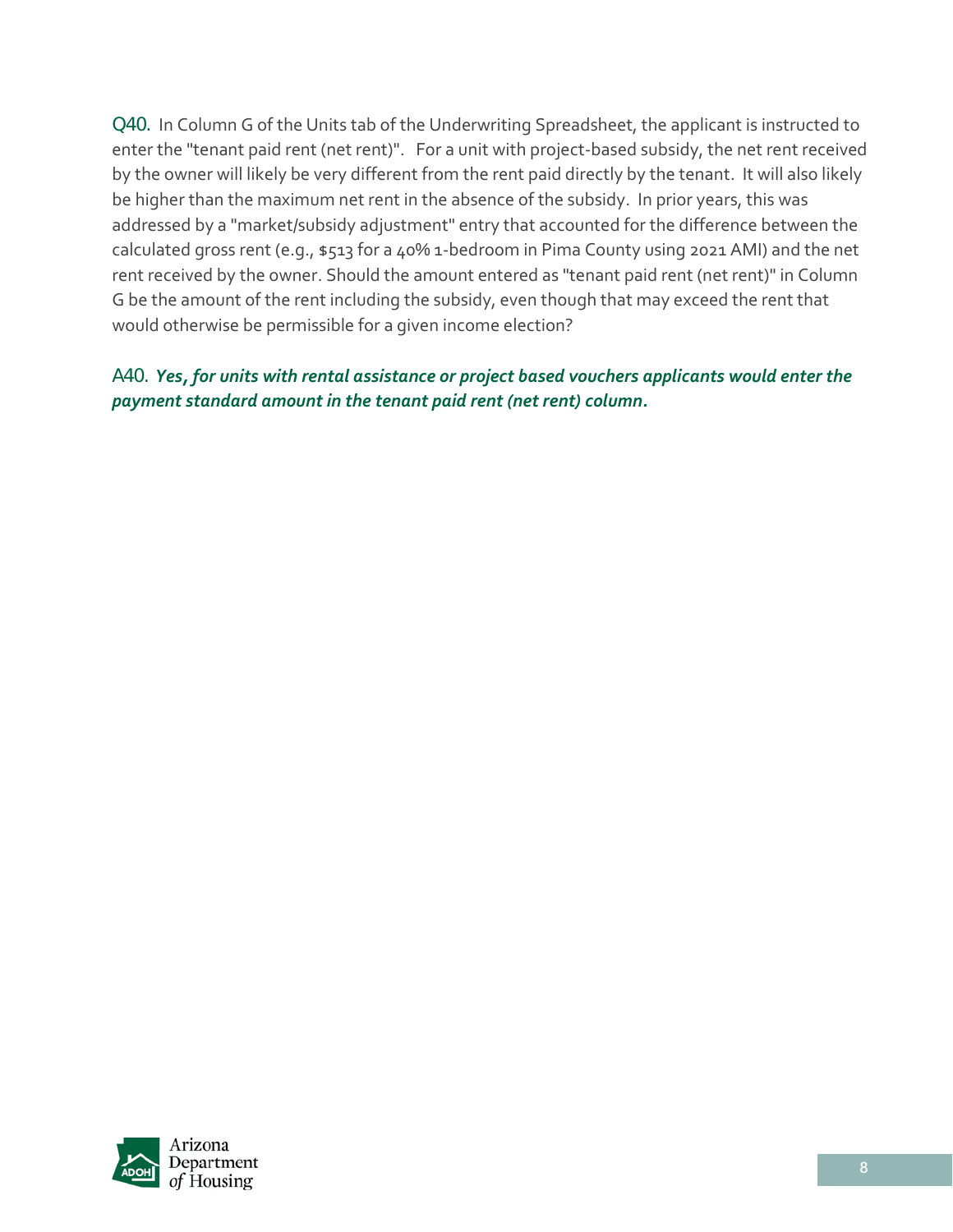Q40. In Column G of the Units tab of the Underwriting Spreadsheet, the applicant is instructed to enter the "tenant paid rent (net rent)". For a unit with project-based subsidy, the net rent received by the owner will likely be very different from the rent paid directly by the tenant. It will also likely be higher than the maximum net rent in the absence of the subsidy. In prior years, this was addressed by a "market/subsidy adjustment" entry that accounted for the difference between the calculated gross rent (e.g., $513 for a 40% 1-bedroom in Pima County using 2021 AMI) and the net rent received by the owner. Should the amount entered as "tenant paid rent (net rent)" in Column G be the amount of the rent including the subsidy, even though that may exceed the rent that would otherwise be permissible for a given income election?

A40. ***Yes, for units with rental assistance or project based vouchers applicants would enter the payment standard amount in the tenant paid rent (net rent) column.***